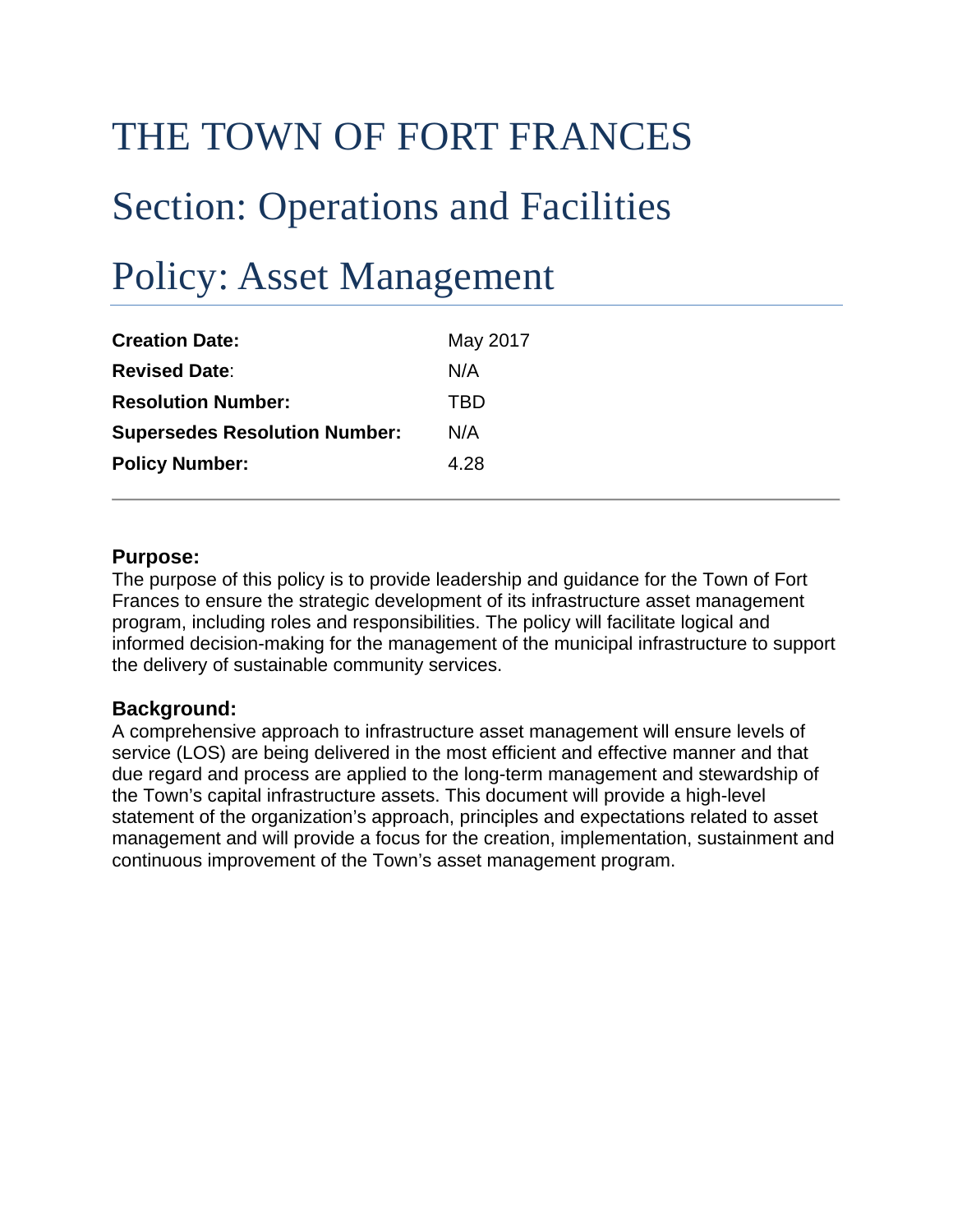# THE TOWN OF FORT FRANCES

## Section: Operations and Facilities

## Policy: Asset Management

| | |
|---|---|
| **Creation Date:** | May 2017 |
| **Revised Date**: | N/A |
| **Resolution Number:** | TBD |
| **Supersedes Resolution Number:** | N/A |
| **Policy Number:** | 4.28 |

### Purpose:

The purpose of this policy is to provide leadership and guidance for the Town of Fort Frances to ensure the strategic development of its infrastructure asset management program, including roles and responsibilities. The policy will facilitate logical and informed decision-making for the management of the municipal infrastructure to support the delivery of sustainable community services.

### Background:

A comprehensive approach to infrastructure asset management will ensure levels of service (LOS) are being delivered in the most efficient and effective manner and that due regard and process are applied to the long-term management and stewardship of the Town's capital infrastructure assets. This document will provide a high-level statement of the organization's approach, principles and expectations related to asset management and will provide a focus for the creation, implementation, sustainment and continuous improvement of the Town's asset management program.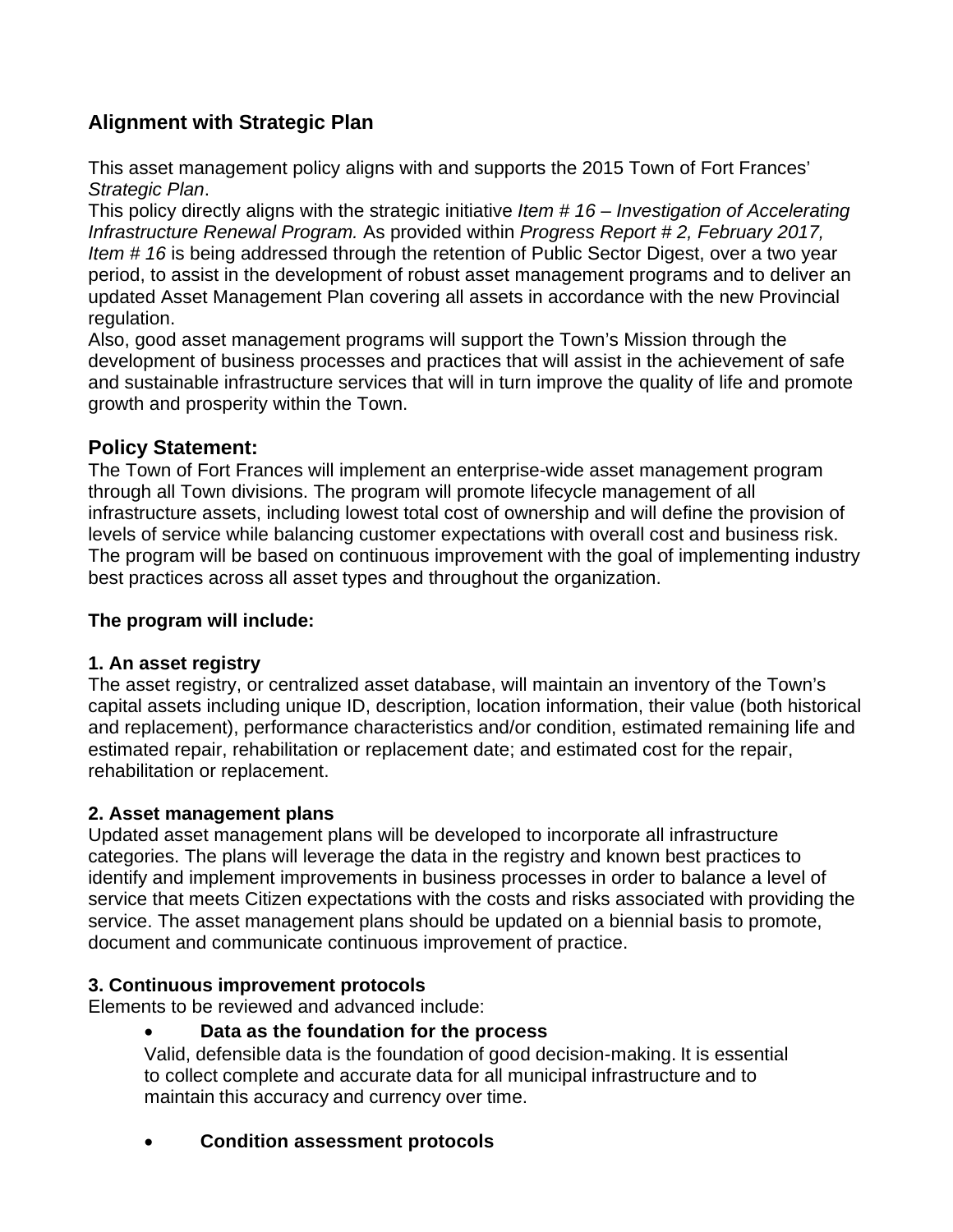## Alignment with Strategic Plan

This asset management policy aligns with and supports the 2015 Town of Fort Frances' *Strategic Plan*.

This policy directly aligns with the strategic initiative *Item # 16 – Investigation of Accelerating Infrastructure Renewal Program.* As provided within *Progress Report # 2, February 2017, Item # 16* is being addressed through the retention of Public Sector Digest, over a two year period, to assist in the development of robust asset management programs and to deliver an updated Asset Management Plan covering all assets in accordance with the new Provincial regulation.

Also, good asset management programs will support the Town's Mission through the development of business processes and practices that will assist in the achievement of safe and sustainable infrastructure services that will in turn improve the quality of life and promote growth and prosperity within the Town.

## Policy Statement:

The Town of Fort Frances will implement an enterprise-wide asset management program through all Town divisions. The program will promote lifecycle management of all infrastructure assets, including lowest total cost of ownership and will define the provision of levels of service while balancing customer expectations with overall cost and business risk. The program will be based on continuous improvement with the goal of implementing industry best practices across all asset types and throughout the organization.

**The program will include:**

**1. An asset registry**

The asset registry, or centralized asset database, will maintain an inventory of the Town's capital assets including unique ID, description, location information, their value (both historical and replacement), performance characteristics and/or condition, estimated remaining life and estimated repair, rehabilitation or replacement date; and estimated cost for the repair, rehabilitation or replacement.

**2. Asset management plans**

Updated asset management plans will be developed to incorporate all infrastructure categories. The plans will leverage the data in the registry and known best practices to identify and implement improvements in business processes in order to balance a level of service that meets Citizen expectations with the costs and risks associated with providing the service. The asset management plans should be updated on a biennial basis to promote, document and communicate continuous improvement of practice.

**3. Continuous improvement protocols**

Elements to be reviewed and advanced include:

- **Data as the foundation for the process**

  Valid, defensible data is the foundation of good decision-making. It is essential to collect complete and accurate data for all municipal infrastructure and to maintain this accuracy and currency over time.

- **Condition assessment protocols**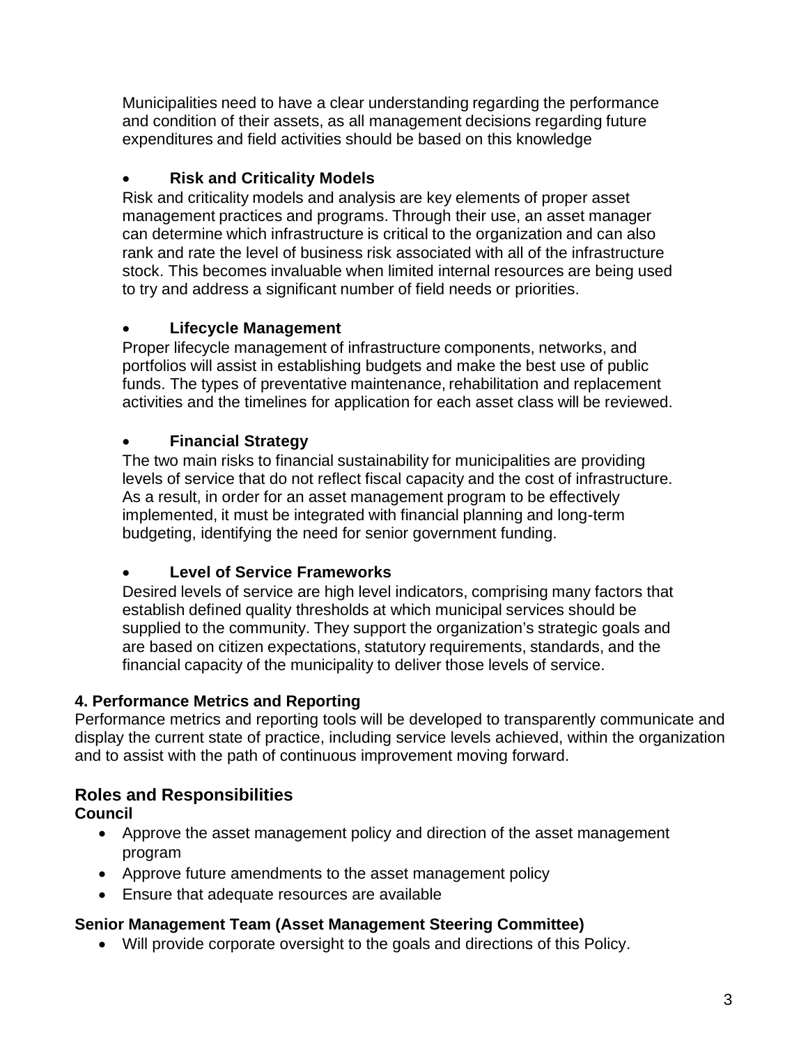Municipalities need to have a clear understanding regarding the performance and condition of their assets, as all management decisions regarding future expenditures and field activities should be based on this knowledge

- **Risk and Criticality Models**

  Risk and criticality models and analysis are key elements of proper asset management practices and programs. Through their use, an asset manager can determine which infrastructure is critical to the organization and can also rank and rate the level of business risk associated with all of the infrastructure stock. This becomes invaluable when limited internal resources are being used to try and address a significant number of field needs or priorities.

- **Lifecycle Management**

  Proper lifecycle management of infrastructure components, networks, and portfolios will assist in establishing budgets and make the best use of public funds. The types of preventative maintenance, rehabilitation and replacement activities and the timelines for application for each asset class will be reviewed.

- **Financial Strategy**

  The two main risks to financial sustainability for municipalities are providing levels of service that do not reflect fiscal capacity and the cost of infrastructure. As a result, in order for an asset management program to be effectively implemented, it must be integrated with financial planning and long-term budgeting, identifying the need for senior government funding.

- **Level of Service Frameworks**

  Desired levels of service are high level indicators, comprising many factors that establish defined quality thresholds at which municipal services should be supplied to the community. They support the organization's strategic goals and are based on citizen expectations, statutory requirements, standards, and the financial capacity of the municipality to deliver those levels of service.

**4. Performance Metrics and Reporting**

Performance metrics and reporting tools will be developed to transparently communicate and display the current state of practice, including service levels achieved, within the organization and to assist with the path of continuous improvement moving forward.

## Roles and Responsibilities

**Council**

- Approve the asset management policy and direction of the asset management program
- Approve future amendments to the asset management policy
- Ensure that adequate resources are available

**Senior Management Team (Asset Management Steering Committee)**

- Will provide corporate oversight to the goals and directions of this Policy.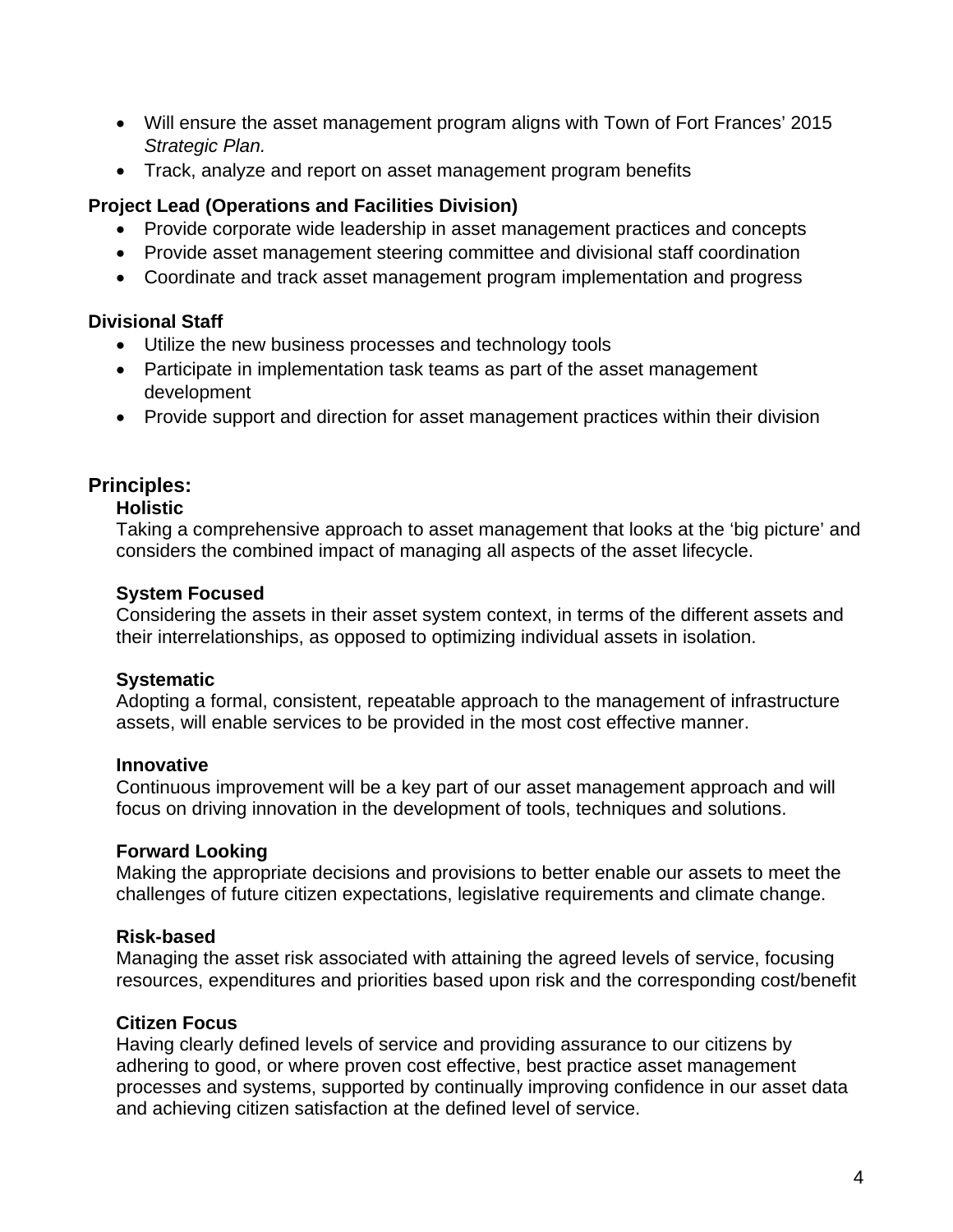- Will ensure the asset management program aligns with Town of Fort Frances' 2015 *Strategic Plan.*
- Track, analyze and report on asset management program benefits

**Project Lead (Operations and Facilities Division)**

- Provide corporate wide leadership in asset management practices and concepts
- Provide asset management steering committee and divisional staff coordination
- Coordinate and track asset management program implementation and progress

**Divisional Staff**

- Utilize the new business processes and technology tools
- Participate in implementation task teams as part of the asset management development
- Provide support and direction for asset management practices within their division

## Principles:

**Holistic**
Taking a comprehensive approach to asset management that looks at the 'big picture' and considers the combined impact of managing all aspects of the asset lifecycle.

**System Focused**
Considering the assets in their asset system context, in terms of the different assets and their interrelationships, as opposed to optimizing individual assets in isolation.

**Systematic**
Adopting a formal, consistent, repeatable approach to the management of infrastructure assets, will enable services to be provided in the most cost effective manner.

**Innovative**
Continuous improvement will be a key part of our asset management approach and will focus on driving innovation in the development of tools, techniques and solutions.

**Forward Looking**
Making the appropriate decisions and provisions to better enable our assets to meet the challenges of future citizen expectations, legislative requirements and climate change.

**Risk-based**
Managing the asset risk associated with attaining the agreed levels of service, focusing resources, expenditures and priorities based upon risk and the corresponding cost/benefit

**Citizen Focus**
Having clearly defined levels of service and providing assurance to our citizens by adhering to good, or where proven cost effective, best practice asset management processes and systems, supported by continually improving confidence in our asset data and achieving citizen satisfaction at the defined level of service.